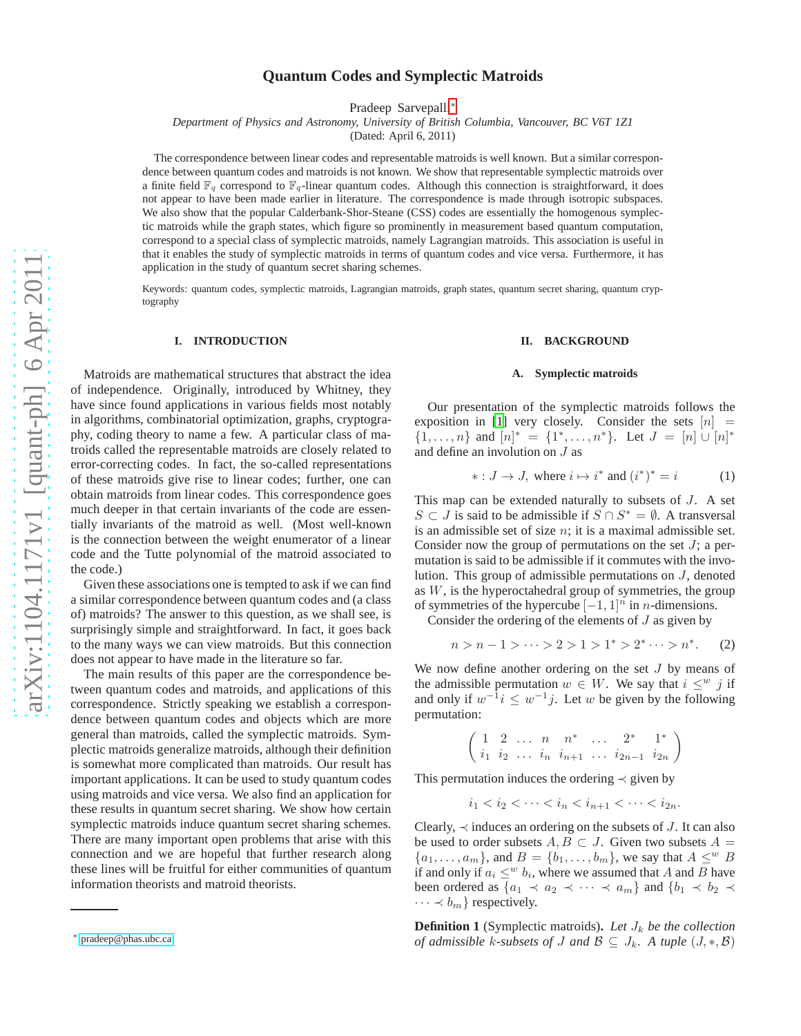# Quantum Codes and Symplectic Matroids

Pradeep Sarvepalli[*]

*Department of Physics and Astronomy, University of British Columbia, Vancouver, BC V6T 1Z1*

(Dated: April 6, 2011)

The correspondence between linear codes and representable matroids is well known. But a similar correspondence between quantum codes and matroids is not known. We show that representable symplectic matroids over a finite field $\mathbb{F}_q$ correspond to $\mathbb{F}_q$-linear quantum codes. Although this connection is straightforward, it does not appear to have been made earlier in literature. The correspondence is made through isotropic subspaces. We also show that the popular Calderbank-Shor-Steane (CSS) codes are essentially the homogenous symplectic matroids while the graph states, which figure so prominently in measurement based quantum computation, correspond to a special class of symplectic matroids, namely Lagrangian matroids. This association is useful in that it enables the study of symplectic matroids in terms of quantum codes and vice versa. Furthermore, it has application in the study of quantum secret sharing schemes.

Keywords: quantum codes, symplectic matroids, Lagrangian matroids, graph states, quantum secret sharing, quantum cryptography

## I. INTRODUCTION

Matroids are mathematical structures that abstract the idea of independence. Originally, introduced by Whitney, they have since found applications in various fields most notably in algorithms, combinatorial optimization, graphs, cryptography, coding theory to name a few. A particular class of matroids called the representable matroids are closely related to error-correcting codes. In fact, the so-called representations of these matroids give rise to linear codes; further, one can obtain matroids from linear codes. This correspondence goes much deeper in that certain invariants of the code are essentially invariants of the matroid as well. (Most well-known is the connection between the weight enumerator of a linear code and the Tutte polynomial of the matroid associated to the code.)

Given these associations one is tempted to ask if we can find a similar correspondence between quantum codes and (a class of) matroids? The answer to this question, as we shall see, is surprisingly simple and straightforward. In fact, it goes back to the many ways we can view matroids. But this connection does not appear to have made in the literature so far.

The main results of this paper are the correspondence between quantum codes and matroids, and applications of this correspondence. Strictly speaking we establish a correspondence between quantum codes and objects which are more general than matroids, called the symplectic matroids. Symplectic matroids generalize matroids, although their definition is somewhat more complicated than matroids. Our result has important applications. It can be used to study quantum codes using matroids and vice versa. We also find an application for these results in quantum secret sharing. We show how certain symplectic matroids induce quantum secret sharing schemes. There are many important open problems that arise with this connection and we are hopeful that further research along these lines will be fruitful for either communities of quantum information theorists and matroid theorists.

## II. BACKGROUND

### A. Symplectic matroids

Our presentation of the symplectic matroids follows the exposition in [1] very closely. Consider the sets $[n] = \{1, \ldots, n\}$ and $[n]^* = \{1^*, \ldots, n^*\}$. Let $J = [n] \cup [n]^*$ and define an involution on $J$ as

$$* : J \to J, \text{ where } i \mapsto i^* \text{ and } (i^*)^* = i \tag{1}$$

This map can be extended naturally to subsets of $J$. A set $S \subset J$ is said to be admissible if $S \cap S^* = \emptyset$. A transversal is an admissible set of size $n$; it is a maximal admissible set. Consider now the group of permutations on the set $J$; a permutation is said to be admissible if it commutes with the involution. This group of admissible permutations on $J$, denoted as $W$, is the hyperoctahedral group of symmetries, the group of symmetries of the hypercube $[-1, 1]^n$ in $n$-dimensions.

Consider the ordering of the elements of $J$ as given by

$$n > n-1 > \cdots > 2 > 1 > 1^* > 2^* \cdots > n^*. \tag{2}$$

We now define another ordering on the set $J$ by means of the admissible permutation $w \in W$. We say that $i \leq^w j$ if and only if $w^{-1}i \leq w^{-1}j$. Let $w$ be given by the following permutation:

$$\begin{pmatrix} 1 & 2 & \ldots & n & n^* & \ldots & 2^* & 1^* \\ i_1 & i_2 & \ldots & i_n & i_{n+1} & \ldots & i_{2n-1} & i_{2n} \end{pmatrix}$$

This permutation induces the ordering $\prec$ given by

$$i_1 < i_2 < \cdots < i_n < i_{n+1} < \cdots < i_{2n}.$$

Clearly, $\prec$ induces an ordering on the subsets of $J$. It can also be used to order subsets $A, B \subset J$. Given two subsets $A = \{a_1, \ldots, a_m\}$, and $B = \{b_1, \ldots, b_m\}$, we say that $A \leq^w B$ if and only if $a_i \leq^w b_i$, where we assumed that $A$ and $B$ have been ordered as $\{a_1 \prec a_2 \prec \cdots \prec a_m\}$ and $\{b_1 \prec b_2 \prec \cdots \prec b_m\}$ respectively.

**Definition 1** (Symplectic matroids)**.** *Let $J_k$ be the collection of admissible $k$-subsets of $J$ and $\mathcal{B} \subseteq J_k$. A tuple $(J, *, \mathcal{B})$*

[*] pradeep@phas.ubc.ca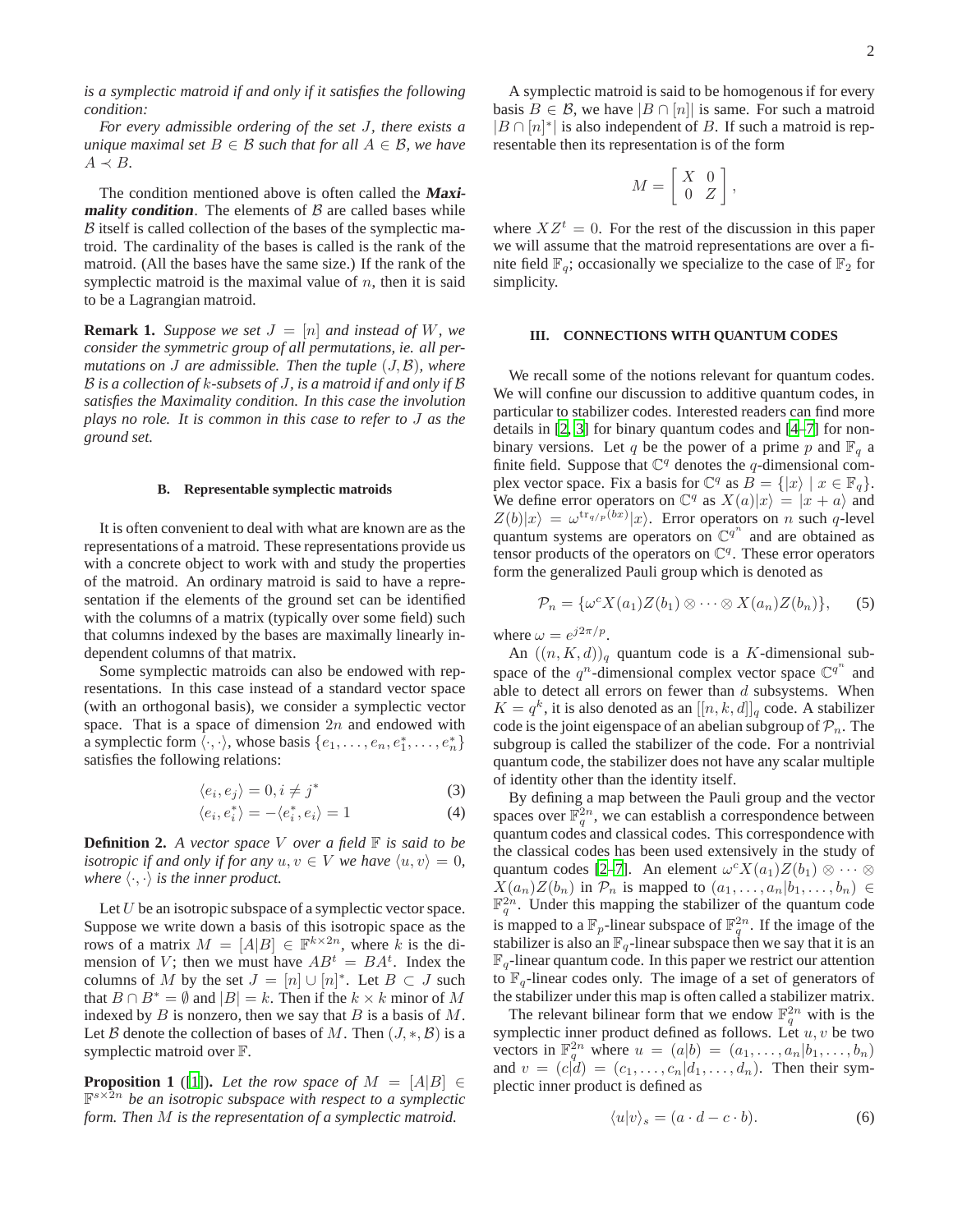*is a symplectic matroid if and only if it satisfies the following condition:*

*For every admissible ordering of the set $J$, there exists a unique maximal set $B \in \mathcal{B}$ such that for all $A \in \mathcal{B}$, we have $A \prec B$.*

The condition mentioned above is often called the ***Maximality condition***. The elements of $\mathcal{B}$ are called bases while $\mathcal{B}$ itself is called collection of the bases of the symplectic matroid. The cardinality of the bases is called is the rank of the matroid. (All the bases have the same size.) If the rank of the symplectic matroid is the maximal value of $n$, then it is said to be a Lagrangian matroid.

**Remark 1.** *Suppose we set $J = [n]$ and instead of $W$, we consider the symmetric group of all permutations, ie. all permutations on $J$ are admissible. Then the tuple $(J, \mathcal{B})$, where $\mathcal{B}$ is a collection of $k$-subsets of $J$, is a matroid if and only if $\mathcal{B}$ satisfies the Maximality condition. In this case the involution plays no role. It is common in this case to refer to $J$ as the ground set.*

### B. Representable symplectic matroids

It is often convenient to deal with what are known are as the representations of a matroid. These representations provide us with a concrete object to work with and study the properties of the matroid. An ordinary matroid is said to have a representation if the elements of the ground set can be identified with the columns of a matrix (typically over some field) such that columns indexed by the bases are maximally linearly independent columns of that matrix.

Some symplectic matroids can also be endowed with representations. In this case instead of a standard vector space (with an orthogonal basis), we consider a symplectic vector space. That is a space of dimension $2n$ and endowed with a symplectic form $\langle \cdot, \cdot \rangle$, whose basis $\{e_1, \ldots, e_n, e_1^*, \ldots, e_n^*\}$ satisfies the following relations:

$$\langle e_i, e_j \rangle = 0, i \neq j^* \tag{3}$$

$$\langle e_i, e_i^* \rangle = -\langle e_i^*, e_i \rangle = 1 \tag{4}$$

**Definition 2.** *A vector space $V$ over a field $\mathbb{F}$ is said to be isotropic if and only if for any $u, v \in V$ we have $\langle u, v \rangle = 0$, where $\langle \cdot, \cdot \rangle$ is the inner product.*

Let $U$ be an isotropic subspace of a symplectic vector space. Suppose we write down a basis of this isotropic space as the rows of a matrix $M = [A|B] \in \mathbb{F}^{k \times 2n}$, where $k$ is the dimension of $V$; then we must have $AB^t = BA^t$. Index the columns of $M$ by the set $J = [n] \cup [n]^*$. Let $B \subset J$ such that $B \cap B^* = \emptyset$ and $|B| = k$. Then if the $k \times k$ minor of $M$ indexed by $B$ is nonzero, then we say that $B$ is a basis of $M$. Let $\mathcal{B}$ denote the collection of bases of $M$. Then $(J, *, \mathcal{B})$ is a symplectic matroid over $\mathbb{F}$.

**Proposition 1** ([1]). *Let the row space of $M = [A|B] \in \mathbb{F}^{s \times 2n}$ be an isotropic subspace with respect to a symplectic form. Then $M$ is the representation of a symplectic matroid.*

A symplectic matroid is said to be homogenous if for every basis $B \in \mathcal{B}$, we have $|B \cap [n]|$ is same. For such a matroid $|B \cap [n]^*|$ is also independent of $B$. If such a matroid is representable then its representation is of the form

$$M = \begin{bmatrix} X & 0 \\ 0 & Z \end{bmatrix},$$

where $XZ^t = 0$. For the rest of the discussion in this paper we will assume that the matroid representations are over a finite field $\mathbb{F}_q$; occasionally we specialize to the case of $\mathbb{F}_2$ for simplicity.

## III. Connections with Quantum Codes

We recall some of the notions relevant for quantum codes. We will confine our discussion to additive quantum codes, in particular to stabilizer codes. Interested readers can find more details in [2, 3] for binary quantum codes and [4–7] for nonbinary versions. Let $q$ be the power of a prime $p$ and $\mathbb{F}_q$ a finite field. Suppose that $\mathbb{C}^q$ denotes the $q$-dimensional complex vector space. Fix a basis for $\mathbb{C}^q$ as $B = \{|x\rangle \mid x \in \mathbb{F}_q\}$. We define error operators on $\mathbb{C}^q$ as $X(a)|x\rangle = |x + a\rangle$ and $Z(b)|x\rangle = \omega^{\mathrm{tr}_{q/p}(bx)}|x\rangle$. Error operators on $n$ such $q$-level quantum systems are operators on $\mathbb{C}^{q^n}$ and are obtained as tensor products of the operators on $\mathbb{C}^q$. These error operators form the generalized Pauli group which is denoted as

$$\mathcal{P}_n = \{\omega^c X(a_1)Z(b_1) \otimes \cdots \otimes X(a_n)Z(b_n)\}, \tag{5}$$

where $\omega = e^{j2\pi/p}$.

An $((n, K, d))_q$ quantum code is a $K$-dimensional subspace of the $q^n$-dimensional complex vector space $\mathbb{C}^{q^n}$ and able to detect all errors on fewer than $d$ subsystems. When $K = q^k$, it is also denoted as an $[[n, k, d]]_q$ code. A stabilizer code is the joint eigenspace of an abelian subgroup of $\mathcal{P}_n$. The subgroup is called the stabilizer of the code. For a nontrivial quantum code, the stabilizer does not have any scalar multiple of identity other than the identity itself.

By defining a map between the Pauli group and the vector spaces over $\mathbb{F}_q^{2n}$, we can establish a correspondence between quantum codes and classical codes. This correspondence with the classical codes has been used extensively in the study of quantum codes [2–7]. An element $\omega^c X(a_1)Z(b_1) \otimes \cdots \otimes X(a_n)Z(b_n)$ in $\mathcal{P}_n$ is mapped to $(a_1, \ldots, a_n|b_1, \ldots, b_n) \in \mathbb{F}_q^{2n}$. Under this mapping the stabilizer of the quantum code is mapped to a $\mathbb{F}_p$-linear subspace of $\mathbb{F}_q^{2n}$. If the image of the stabilizer is also an $\mathbb{F}_q$-linear subspace then we say that it is an $\mathbb{F}_q$-linear quantum code. In this paper we restrict our attention to $\mathbb{F}_q$-linear codes only. The image of a set of generators of the stabilizer under this map is often called a stabilizer matrix.

The relevant bilinear form that we endow $\mathbb{F}_q^{2n}$ with is the symplectic inner product defined as follows. Let $u, v$ be two vectors in $\mathbb{F}_q^{2n}$ where $u = (a|b) = (a_1, \ldots, a_n|b_1, \ldots, b_n)$ and $v = (c|d) = (c_1, \ldots, c_n|d_1, \ldots, d_n)$. Then their symplectic inner product is defined as

$$\langle u|v \rangle_s = (a \cdot d - c \cdot b). \tag{6}$$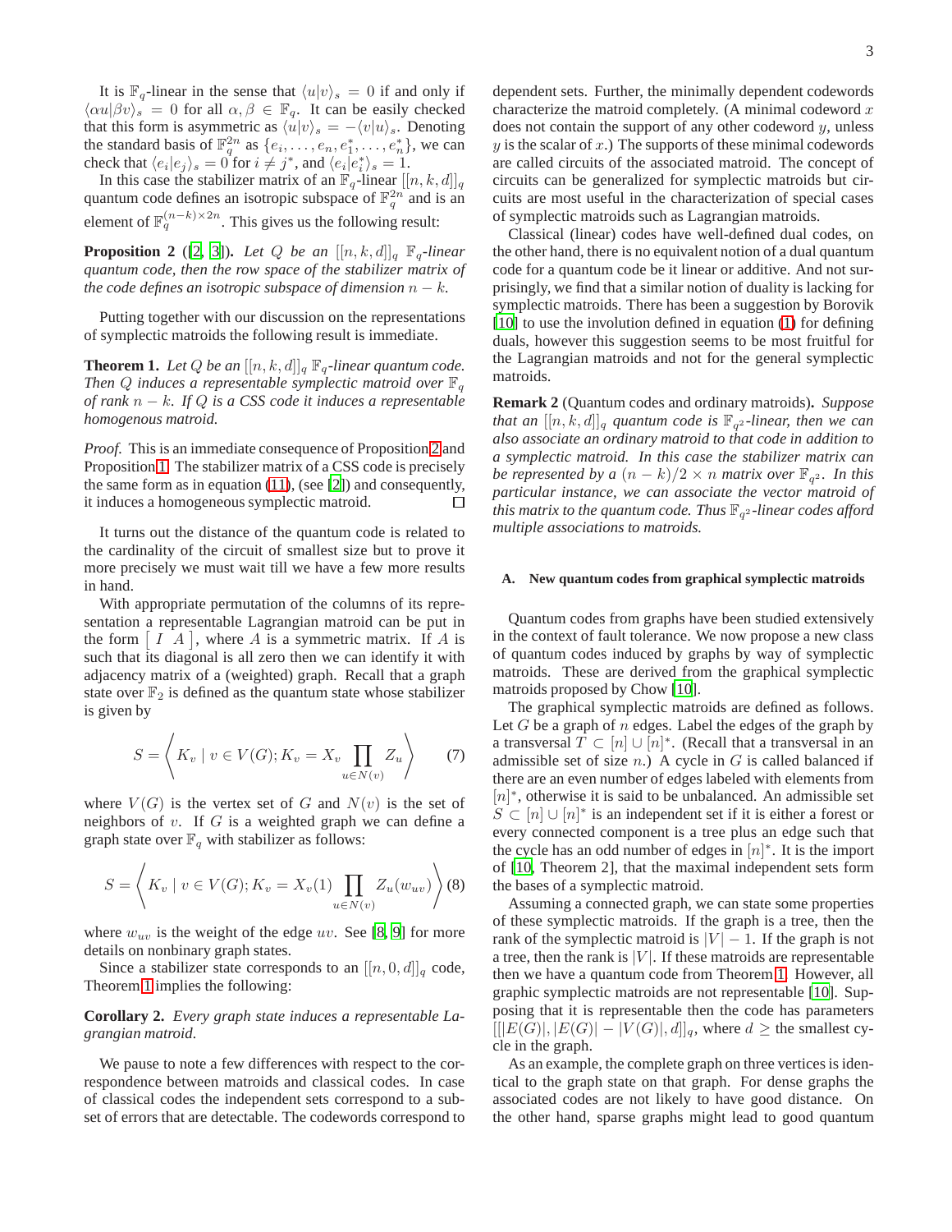It is $\mathbb{F}_q$-linear in the sense that $\langle u|v\rangle_s = 0$ if and only if $\langle \alpha u|\beta v\rangle_s = 0$ for all $\alpha, \beta \in \mathbb{F}_q$. It can be easily checked that this form is asymmetric as $\langle u|v\rangle_s = -\langle v|u\rangle_s$. Denoting the standard basis of $\mathbb{F}_q^{2n}$ as $\{e_i, \ldots, e_n, e_1^*, \ldots, e_n^*\}$, we can check that $\langle e_i|e_j\rangle_s = 0$ for $i \neq j^*$, and $\langle e_i|e_i^*\rangle_s = 1$.

In this case the stabilizer matrix of an $\mathbb{F}_q$-linear $[[n,k,d]]_q$ quantum code defines an isotropic subspace of $\mathbb{F}_q^{2n}$ and is an element of $\mathbb{F}_q^{(n-k)\times 2n}$. This gives us the following result:

**Proposition 2** ([2, 3]). *Let $Q$ be an $[[n,k,d]]_q$ $\mathbb{F}_q$-linear quantum code, then the row space of the stabilizer matrix of the code defines an isotropic subspace of dimension $n-k$.*

Putting together with our discussion on the representations of symplectic matroids the following result is immediate.

**Theorem 1.** *Let $Q$ be an $[[n,k,d]]_q$ $\mathbb{F}_q$-linear quantum code. Then $Q$ induces a representable symplectic matroid over $\mathbb{F}_q$ of rank $n-k$. If $Q$ is a CSS code it induces a representable homogenous matroid.*

*Proof.* This is an immediate consequence of Proposition 2 and Proposition 1. The stabilizer matrix of a CSS code is precisely the same form as in equation (11), (see [2]) and consequently, it induces a homogeneous symplectic matroid. □

It turns out the distance of the quantum code is related to the cardinality of the circuit of smallest size but to prove it more precisely we must wait till we have a few more results in hand.

With appropriate permutation of the columns of its representation a representable Lagrangian matroid can be put in the form $\begin{bmatrix} I & A \end{bmatrix}$, where $A$ is a symmetric matrix. If $A$ is such that its diagonal is all zero then we can identify it with adjacency matrix of a (weighted) graph. Recall that a graph state over $\mathbb{F}_2$ is defined as the quantum state whose stabilizer is given by

$$S = \left\langle K_v \mid v \in V(G); K_v = X_v \prod_{u\in N(v)} Z_u \right\rangle \tag{7}$$

where $V(G)$ is the vertex set of $G$ and $N(v)$ is the set of neighbors of $v$. If $G$ is a weighted graph we can define a graph state over $\mathbb{F}_q$ with stabilizer as follows:

$$S = \left\langle K_v \mid v \in V(G); K_v = X_v(1) \prod_{u\in N(v)} Z_u(w_{uv}) \right\rangle \tag{8}$$

where $w_{uv}$ is the weight of the edge $uv$. See [8, 9] for more details on nonbinary graph states.

Since a stabilizer state corresponds to an $[[n,0,d]]_q$ code, Theorem 1 implies the following:

**Corollary 2.** *Every graph state induces a representable Lagrangian matroid.*

We pause to note a few differences with respect to the correspondence between matroids and classical codes. In case of classical codes the independent sets correspond to a subset of errors that are detectable. The codewords correspond to dependent sets. Further, the minimally dependent codewords characterize the matroid completely. (A minimal codeword $x$ does not contain the support of any other codeword $y$, unless $y$ is the scalar of $x$.) The supports of these minimal codewords are called circuits of the associated matroid. The concept of circuits can be generalized for symplectic matroids but circuits are most useful in the characterization of special cases of symplectic matroids such as Lagrangian matroids.

Classical (linear) codes have well-defined dual codes, on the other hand, there is no equivalent notion of a dual quantum code for a quantum code be it linear or additive. And not surprisingly, we find that a similar notion of duality is lacking for symplectic matroids. There has been a suggestion by Borovik [10] to use the involution defined in equation (1) for defining duals, however this suggestion seems to be most fruitful for the Lagrangian matroids and not for the general symplectic matroids.

**Remark 2** (Quantum codes and ordinary matroids)**.** *Suppose that an $[[n,k,d]]_q$ quantum code is $\mathbb{F}_{q^2}$-linear, then we can also associate an ordinary matroid to that code in addition to a symplectic matroid. In this case the stabilizer matrix can be represented by a $(n-k)/2 \times n$ matrix over $\mathbb{F}_{q^2}$. In this particular instance, we can associate the vector matroid of this matrix to the quantum code. Thus $\mathbb{F}_{q^2}$-linear codes afford multiple associations to matroids.*

### A. New quantum codes from graphical symplectic matroids

Quantum codes from graphs have been studied extensively in the context of fault tolerance. We now propose a new class of quantum codes induced by graphs by way of symplectic matroids. These are derived from the graphical symplectic matroids proposed by Chow [10].

The graphical symplectic matroids are defined as follows. Let $G$ be a graph of $n$ edges. Label the edges of the graph by a transversal $T \subset [n] \cup [n]^*$. (Recall that a transversal in an admissible set of size $n$.) A cycle in $G$ is called balanced if there are an even number of edges labeled with elements from $[n]^*$, otherwise it is said to be unbalanced. An admissible set $S \subset [n] \cup [n]^*$ is an independent set if it is either a forest or every connected component is a tree plus an edge such that the cycle has an odd number of edges in $[n]^*$. It is the import of [10, Theorem 2], that the maximal independent sets form the bases of a symplectic matroid.

Assuming a connected graph, we can state some properties of these symplectic matroids. If the graph is a tree, then the rank of the symplectic matroid is $|V|-1$. If the graph is not a tree, then the rank is $|V|$. If these matroids are representable then we have a quantum code from Theorem 1. However, all graphic symplectic matroids are not representable [10]. Supposing that it is representable then the code has parameters $[[|E(G)|, |E(G)|-|V(G)|, d]]_q$, where $d \geq$ the smallest cycle in the graph.

As an example, the complete graph on three vertices is identical to the graph state on that graph. For dense graphs the associated codes are not likely to have good distance. On the other hand, sparse graphs might lead to good quantum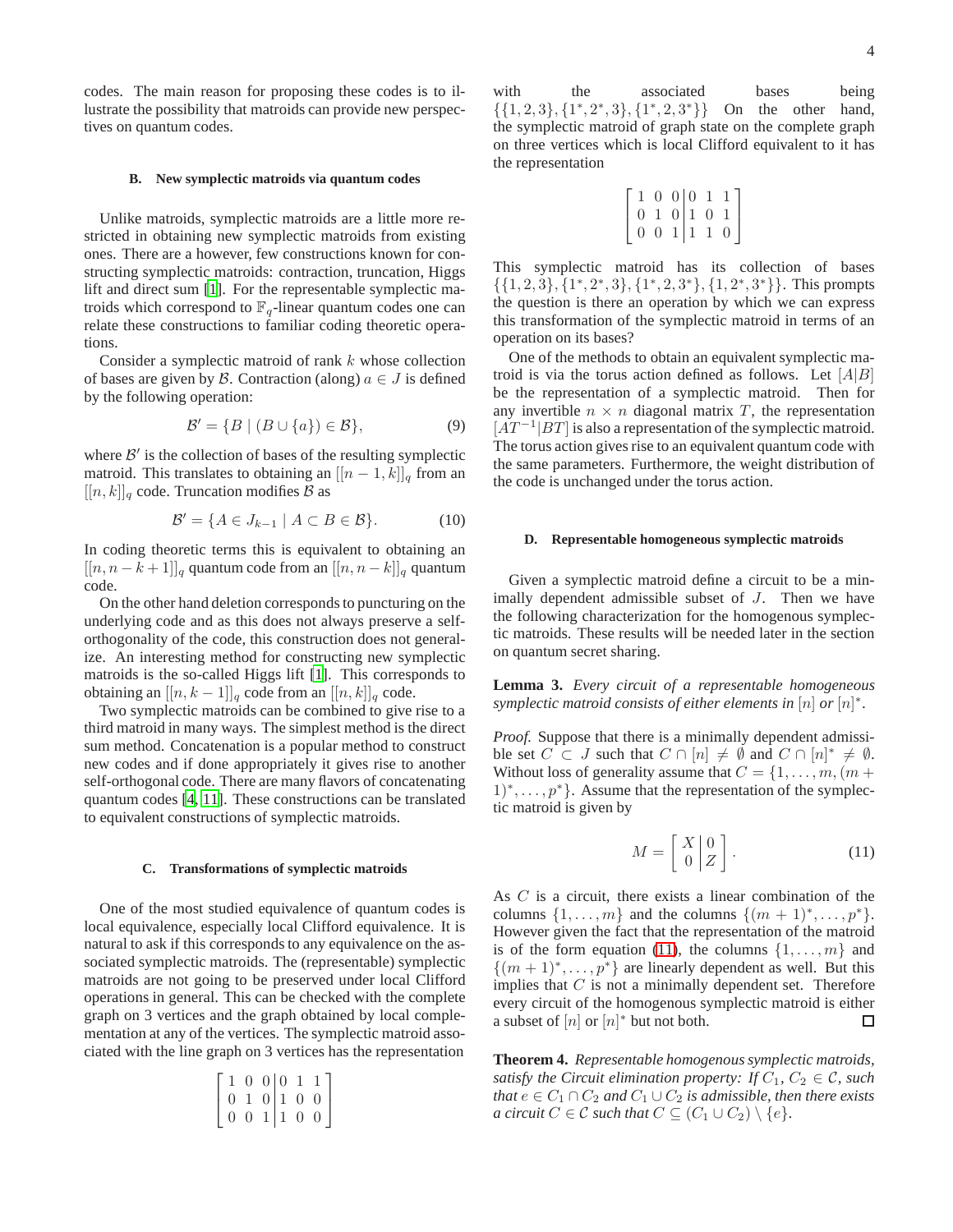codes. The main reason for proposing these codes is to illustrate the possibility that matroids can provide new perspectives on quantum codes.

### B. New symplectic matroids via quantum codes

Unlike matroids, symplectic matroids are a little more restricted in obtaining new symplectic matroids from existing ones. There are a however, few constructions known for constructing symplectic matroids: contraction, truncation, Higgs lift and direct sum [1]. For the representable symplectic matroids which correspond to $\mathbb{F}_q$-linear quantum codes one can relate these constructions to familiar coding theoretic operations.

Consider a symplectic matroid of rank $k$ whose collection of bases are given by $\mathcal{B}$. Contraction (along) $a \in J$ is defined by the following operation:

$$\mathcal{B}' = \{B \mid (B \cup \{a\}) \in \mathcal{B}\}, \tag{9}$$

where $\mathcal{B}'$ is the collection of bases of the resulting symplectic matroid. This translates to obtaining an $[[n-1,k]]_q$ from an $[[n,k]]_q$ code. Truncation modifies $\mathcal{B}$ as

$$\mathcal{B}' = \{A \in J_{k-1} \mid A \subset B \in \mathcal{B}\}. \tag{10}$$

In coding theoretic terms this is equivalent to obtaining an $[[n, n-k+1]]_q$ quantum code from an $[[n, n-k]]_q$ quantum code.

On the other hand deletion corresponds to puncturing on the underlying code and as this does not always preserve a self-orthogonality of the code, this construction does not generalize. An interesting method for constructing new symplectic matroids is the so-called Higgs lift [1]. This corresponds to obtaining an $[[n, k-1]]_q$ code from an $[[n, k]]_q$ code.

Two symplectic matroids can be combined to give rise to a third matroid in many ways. The simplest method is the direct sum method. Concatenation is a popular method to construct new codes and if done appropriately it gives rise to another self-orthogonal code. There are many flavors of concatenating quantum codes [4, 11]. These constructions can be translated to equivalent constructions of symplectic matroids.

### C. Transformations of symplectic matroids

One of the most studied equivalence of quantum codes is local equivalence, especially local Clifford equivalence. It is natural to ask if this corresponds to any equivalence on the associated symplectic matroids. The (representable) symplectic matroids are not going to be preserved under local Clifford operations in general. This can be checked with the complete graph on 3 vertices and the graph obtained by local complementation at any of the vertices. The symplectic matroid associated with the line graph on 3 vertices has the representation

$$\left[\begin{array}{ccc|ccc} 1 & 0 & 0 & 0 & 1 & 1 \\ 0 & 1 & 0 & 1 & 0 & 0 \\ 0 & 0 & 1 & 1 & 0 & 0 \end{array}\right]$$

with the associated bases being $\{\{1,2,3\},\{1^*,2^*,3\},\{1^*,2,3^*\}\}$ On the other hand, the symplectic matroid of graph state on the complete graph on three vertices which is local Clifford equivalent to it has the representation

$$\left[\begin{array}{ccc|ccc} 1 & 0 & 0 & 0 & 1 & 1 \\ 0 & 1 & 0 & 1 & 0 & 1 \\ 0 & 0 & 1 & 1 & 1 & 0 \end{array}\right]$$

This symplectic matroid has its collection of bases $\{\{1,2,3\},\{1^*,2^*,3\},\{1^*,2,3^*\},\{1,2^*,3^*\}\}$. This prompts the question is there an operation by which we can express this transformation of the symplectic matroid in terms of an operation on its bases?

One of the methods to obtain an equivalent symplectic matroid is via the torus action defined as follows. Let $[A|B]$ be the representation of a symplectic matroid. Then for any invertible $n \times n$ diagonal matrix $T$, the representation $[AT^{-1}|BT]$ is also a representation of the symplectic matroid. The torus action gives rise to an equivalent quantum code with the same parameters. Furthermore, the weight distribution of the code is unchanged under the torus action.

### D. Representable homogeneous symplectic matroids

Given a symplectic matroid define a circuit to be a minimally dependent admissible subset of $J$. Then we have the following characterization for the homogenous symplectic matroids. These results will be needed later in the section on quantum secret sharing.

**Lemma 3.** *Every circuit of a representable homogeneous symplectic matroid consists of either elements in $[n]$ or $[n]^*$.*

*Proof.* Suppose that there is a minimally dependent admissible set $C \subset J$ such that $C \cap [n] \neq \emptyset$ and $C \cap [n]^* \neq \emptyset$. Without loss of generality assume that $C = \{1, \ldots, m, (m+1)^*, \ldots, p^*\}$. Assume that the representation of the symplectic matroid is given by

$$M = \left[\begin{array}{c|c} X & 0 \\ 0 & Z \end{array}\right]. \tag{11}$$

As $C$ is a circuit, there exists a linear combination of the columns $\{1, \ldots, m\}$ and the columns $\{(m+1)^*, \ldots, p^*\}$. However given the fact that the representation of the matroid is of the form equation (11), the columns $\{1, \ldots, m\}$ and $\{(m+1)^*, \ldots, p^*\}$ are linearly dependent as well. But this implies that $C$ is not a minimally dependent set. Therefore every circuit of the homogenous symplectic matroid is either a subset of $[n]$ or $[n]^*$ but not both. □

**Theorem 4.** *Representable homogenous symplectic matroids, satisfy the Circuit elimination property: If $C_1, C_2 \in \mathcal{C}$, such that $e \in C_1 \cap C_2$ and $C_1 \cup C_2$ is admissible, then there exists a circuit $C \in \mathcal{C}$ such that $C \subseteq (C_1 \cup C_2) \setminus \{e\}$.*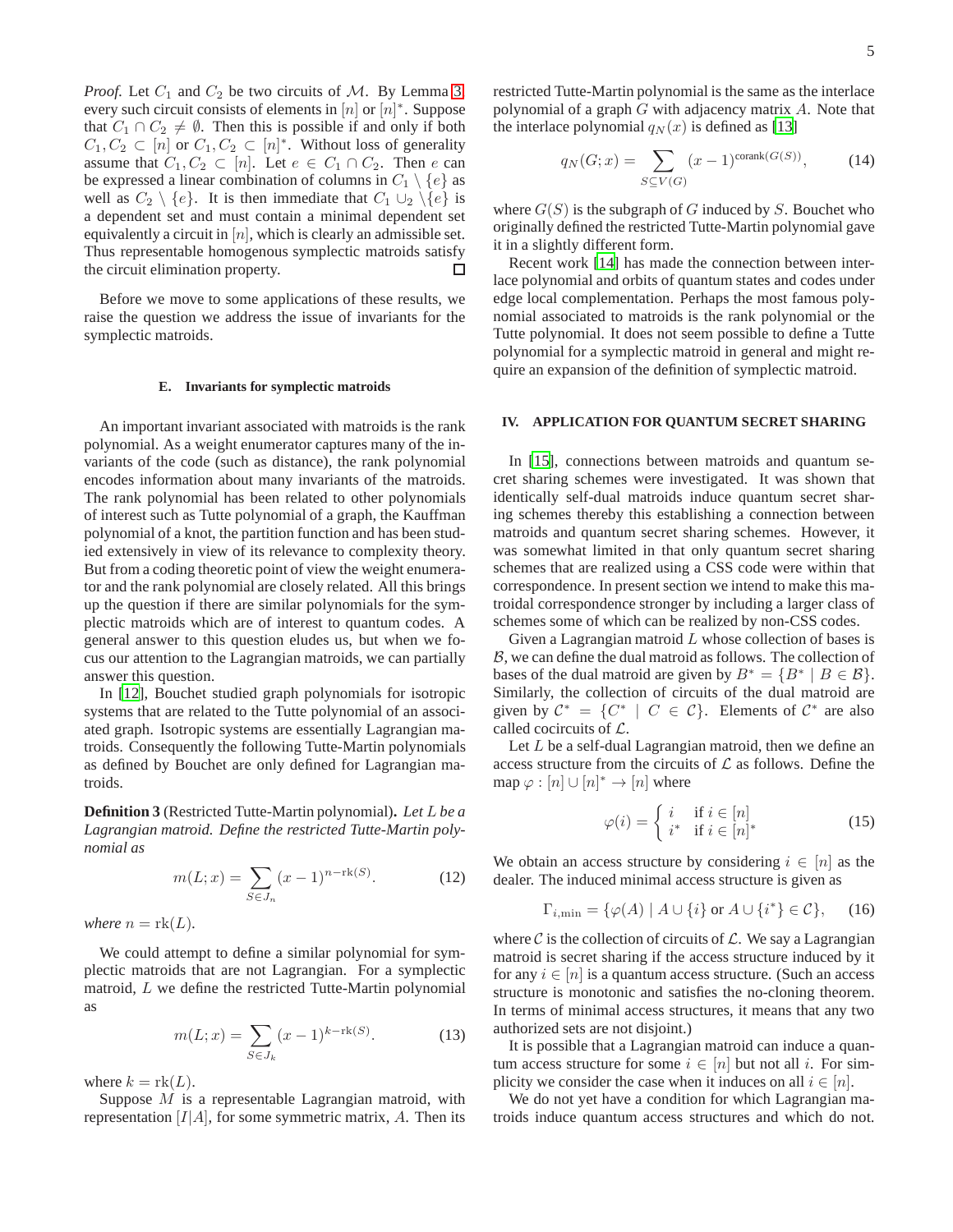*Proof.* Let $C_1$ and $C_2$ be two circuits of $\mathcal{M}$. By Lemma 3, every such circuit consists of elements in $[n]$ or $[n]^*$. Suppose that $C_1 \cap C_2 \neq \emptyset$. Then this is possible if and only if both $C_1, C_2 \subset [n]$ or $C_1, C_2 \subset [n]^*$. Without loss of generality assume that $C_1, C_2 \subset [n]$. Let $e \in C_1 \cap C_2$. Then $e$ can be expressed a linear combination of columns in $C_1 \setminus \{e\}$ as well as $C_2 \setminus \{e\}$. It is then immediate that $C_1 \cup_2 \setminus \{e\}$ is a dependent set and must contain a minimal dependent set equivalently a circuit in $[n]$, which is clearly an admissible set. Thus representable homogenous symplectic matroids satisfy the circuit elimination property. □

Before we move to some applications of these results, we raise the question we address the issue of invariants for the symplectic matroids.

### E. Invariants for symplectic matroids

An important invariant associated with matroids is the rank polynomial. As a weight enumerator captures many of the invariants of the code (such as distance), the rank polynomial encodes information about many invariants of the matroids. The rank polynomial has been related to other polynomials of interest such as Tutte polynomial of a graph, the Kauffman polynomial of a knot, the partition function and has been studied extensively in view of its relevance to complexity theory. But from a coding theoretic point of view the weight enumerator and the rank polynomial are closely related. All this brings up the question if there are similar polynomials for the symplectic matroids which are of interest to quantum codes. A general answer to this question eludes us, but when we focus our attention to the Lagrangian matroids, we can partially answer this question.

In [12], Bouchet studied graph polynomials for isotropic systems that are related to the Tutte polynomial of an associated graph. Isotropic systems are essentially Lagrangian matroids. Consequently the following Tutte-Martin polynomials as defined by Bouchet are only defined for Lagrangian matroids.

**Definition 3** (Restricted Tutte-Martin polynomial)**.** *Let $L$ be a Lagrangian matroid. Define the restricted Tutte-Martin polynomial as*

$$m(L;x) = \sum_{S\in J_n} (x-1)^{n-\mathrm{rk}(S)}. \tag{12}$$

*where $n = \mathrm{rk}(L)$.*

We could attempt to define a similar polynomial for symplectic matroids that are not Lagrangian. For a symplectic matroid, $L$ we define the restricted Tutte-Martin polynomial as

$$m(L;x) = \sum_{S\in J_k} (x-1)^{k-\mathrm{rk}(S)}. \tag{13}$$

where $k = \mathrm{rk}(L)$.

Suppose $M$ is a representable Lagrangian matroid, with representation $[I|A]$, for some symmetric matrix, $A$. Then its restricted Tutte-Martin polynomial is the same as the interlace polynomial of a graph $G$ with adjacency matrix $A$. Note that the interlace polynomial $q_N(x)$ is defined as [13]

$$q_N(G;x) = \sum_{S\subseteq V(G)} (x-1)^{\mathrm{corank}(G(S))}, \tag{14}$$

where $G(S)$ is the subgraph of $G$ induced by $S$. Bouchet who originally defined the restricted Tutte-Martin polynomial gave it in a slightly different form.

Recent work [14] has made the connection between interlace polynomial and orbits of quantum states and codes under edge local complementation. Perhaps the most famous polynomial associated to matroids is the rank polynomial or the Tutte polynomial. It does not seem possible to define a Tutte polynomial for a symplectic matroid in general and might require an expansion of the definition of symplectic matroid.

## IV. APPLICATION FOR QUANTUM SECRET SHARING

In [15], connections between matroids and quantum secret sharing schemes were investigated. It was shown that identically self-dual matroids induce quantum secret sharing schemes thereby this establishing a connection between matroids and quantum secret sharing schemes. However, it was somewhat limited in that only quantum secret sharing schemes that are realized using a CSS code were within that correspondence. In present section we intend to make this matroidal correspondence stronger by including a larger class of schemes some of which can be realized by non-CSS codes.

Given a Lagrangian matroid $L$ whose collection of bases is $\mathcal{B}$, we can define the dual matroid as follows. The collection of bases of the dual matroid are given by $B^* = \{B^* \mid B \in \mathcal{B}\}$. Similarly, the collection of circuits of the dual matroid are given by $\mathcal{C}^* = \{C^* \mid C \in \mathcal{C}\}$. Elements of $\mathcal{C}^*$ are also called cocircuits of $\mathcal{L}$.

Let $L$ be a self-dual Lagrangian matroid, then we define an access structure from the circuits of $\mathcal{L}$ as follows. Define the map $\varphi : [n] \cup [n]^* \to [n]$ where

$$\varphi(i) = \begin{cases} i & \text{if } i \in [n] \\ i^* & \text{if } i \in [n]^* \end{cases} \tag{15}$$

We obtain an access structure by considering $i \in [n]$ as the dealer. The induced minimal access structure is given as

$$\Gamma_{i,\min} = \{\varphi(A) \mid A \cup \{i\} \text{ or } A \cup \{i^*\} \in \mathcal{C}\}, \tag{16}$$

where $\mathcal{C}$ is the collection of circuits of $\mathcal{L}$. We say a Lagrangian matroid is secret sharing if the access structure induced by it for any $i \in [n]$ is a quantum access structure. (Such an access structure is monotonic and satisfies the no-cloning theorem. In terms of minimal access structures, it means that any two authorized sets are not disjoint.)

It is possible that a Lagrangian matroid can induce a quantum access structure for some $i \in [n]$ but not all $i$. For simplicity we consider the case when it induces on all $i \in [n]$.

We do not yet have a condition for which Lagrangian matroids induce quantum access structures and which do not.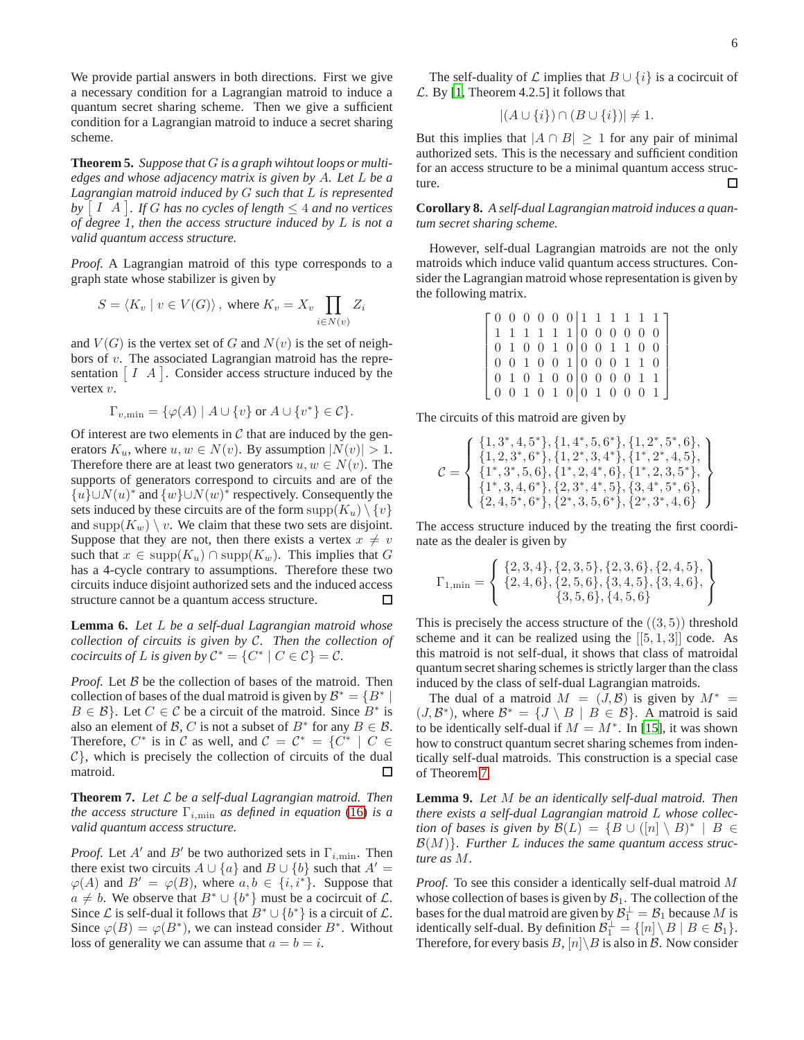We provide partial answers in both directions. First we give a necessary condition for a Lagrangian matroid to induce a quantum secret sharing scheme. Then we give a sufficient condition for a Lagrangian matroid to induce a secret sharing scheme.

**Theorem 5.** *Suppose that $G$ is a graph wihtout loops or multi-edges and whose adjacency matrix is given by $A$. Let $L$ be a Lagrangian matroid induced by $G$ such that $L$ is represented by $\left[\begin{array}{cc} I & A \end{array}\right]$. If $G$ has no cycles of length $\leq 4$ and no vertices of degree 1, then the access structure induced by $L$ is not a valid quantum access structure.*

*Proof.* A Lagrangian matroid of this type corresponds to a graph state whose stabilizer is given by

$$S = \langle K_v \mid v \in V(G) \rangle, \text{ where } K_v = X_v \prod_{i \in N(v)} Z_i$$

and $V(G)$ is the vertex set of $G$ and $N(v)$ is the set of neighbors of $v$. The associated Lagrangian matroid has the representation $\left[\begin{array}{cc} I & A \end{array}\right]$. Consider access structure induced by the vertex $v$.

$$\Gamma_{v,\min} = \{\varphi(A) \mid A \cup \{v\} \text{ or } A \cup \{v^*\} \in \mathcal{C}\}.$$

Of interest are two elements in $\mathcal{C}$ that are induced by the generators $K_u$, where $u, w \in N(v)$. By assumption $|N(v)| > 1$. Therefore there are at least two generators $u, w \in N(v)$. The supports of generators correspond to circuits and are of the $\{u\} \cup N(u)^*$ and $\{w\} \cup N(w)^*$ respectively. Consequently the sets induced by these circuits are of the form $\text{supp}(K_u) \setminus \{v\}$ and $\text{supp}(K_w) \setminus v$. We claim that these two sets are disjoint. Suppose that they are not, then there exists a vertex $x \neq v$ such that $x \in \text{supp}(K_u) \cap \text{supp}(K_w)$. This implies that $G$ has a 4-cycle contrary to assumptions. Therefore these two circuits induce disjoint authorized sets and the induced access structure cannot be a quantum access structure. □

**Lemma 6.** *Let $L$ be a self-dual Lagrangian matroid whose collection of circuits is given by $\mathcal{C}$. Then the collection of cocircuits of $L$ is given by $\mathcal{C}^* = \{C^* \mid C \in \mathcal{C}\} = \mathcal{C}$.*

*Proof.* Let $\mathcal{B}$ be the collection of bases of the matroid. Then collection of bases of the dual matroid is given by $\mathcal{B}^* = \{B^* \mid B \in \mathcal{B}\}$. Let $C \in \mathcal{C}$ be a circuit of the matroid. Since $B^*$ is also an element of $\mathcal{B}$, $C$ is not a subset of $B^*$ for any $B \in \mathcal{B}$. Therefore, $C^*$ is in $\mathcal{C}$ as well, and $\mathcal{C} = \mathcal{C}^* = \{C^* \mid C \in \mathcal{C}\}$, which is precisely the collection of circuits of the dual matroid. □

**Theorem 7.** *Let $\mathcal{L}$ be a self-dual Lagrangian matroid. Then the access structure $\Gamma_{i,\min}$ as defined in equation (16) is a valid quantum access structure.*

*Proof.* Let $A'$ and $B'$ be two authorized sets in $\Gamma_{i,\min}$. Then there exist two circuits $A \cup \{a\}$ and $B \cup \{b\}$ such that $A' = \varphi(A)$ and $B' = \varphi(B)$, where $a, b \in \{i, i^*\}$. Suppose that $a \neq b$. We observe that $B^* \cup \{b^*\}$ must be a cocircuit of $\mathcal{L}$. Since $\mathcal{L}$ is self-dual it follows that $B^* \cup \{b^*\}$ is a circuit of $\mathcal{L}$. Since $\varphi(B) = \varphi(B^*)$, we can instead consider $B^*$. Without loss of generality we can assume that $a = b = i$.

The self-duality of $\mathcal{L}$ implies that $B \cup \{i\}$ is a cocircuit of $\mathcal{L}$. By [1, Theorem 4.2.5] it follows that

$$|(A \cup \{i\}) \cap (B \cup \{i\})| \neq 1.$$

But this implies that $|A \cap B| \geq 1$ for any pair of minimal authorized sets. This is the necessary and sufficient condition for an access structure to be a minimal quantum access structure. □

**Corollary 8.** *A self-dual Lagrangian matroid induces a quantum secret sharing scheme.*

However, self-dual Lagrangian matroids are not the only matroids which induce valid quantum access structures. Consider the Lagrangian matroid whose representation is given by the following matrix.

$$\left[\begin{array}{cccccc|cccccc}
0 & 0 & 0 & 0 & 0 & 0 & 1 & 1 & 1 & 1 & 1 & 1 \\
1 & 1 & 1 & 1 & 1 & 1 & 0 & 0 & 0 & 0 & 0 & 0 \\
0 & 1 & 0 & 0 & 1 & 0 & 0 & 0 & 1 & 1 & 0 & 0 \\
0 & 0 & 1 & 0 & 0 & 1 & 0 & 0 & 0 & 1 & 1 & 0 \\
0 & 1 & 0 & 1 & 0 & 0 & 0 & 0 & 0 & 0 & 1 & 1 \\
0 & 0 & 1 & 0 & 1 & 0 & 0 & 1 & 0 & 0 & 0 & 1
\end{array}\right]$$

The circuits of this matroid are given by

$$\mathcal{C} = \left\{ \begin{array}{c}
\{1, 3^*, 4, 5^*\}, \{1, 4^*, 5, 6^*\}, \{1, 2^*, 5^*, 6\}, \\
\{1, 2, 3^*, 6^*\}, \{1, 2^*, 3, 4^*\}, \{1^*, 2^*, 4, 5\}, \\
\{1^*, 3^*, 5, 6\}, \{1^*, 2, 4^*, 6\}, \{1^*, 2, 3, 5^*\}, \\
\{1^*, 3, 4, 6^*\}, \{2, 3^*, 4^*, 5\}, \{3, 4^*, 5^*, 6\}, \\
\{2, 4, 5^*, 6^*\}, \{2^*, 3, 5, 6^*\}, \{2^*, 3^*, 4, 6\}
\end{array} \right\}$$

The access structure induced by the treating the first coordinate as the dealer is given by

$$\Gamma_{1,\min} = \left\{ \begin{array}{c}
\{2, 3, 4\}, \{2, 3, 5\}, \{2, 3, 6\}, \{2, 4, 5\}, \\
\{2, 4, 6\}, \{2, 5, 6\}, \{3, 4, 5\}, \{3, 4, 6\}, \\
\{3, 5, 6\}, \{4, 5, 6\}
\end{array} \right\}$$

This is precisely the access structure of the $((3, 5))$ threshold scheme and it can be realized using the $[[5, 1, 3]]$ code. As this matroid is not self-dual, it shows that class of matroidal quantum secret sharing schemes is strictly larger than the class induced by the class of self-dual Lagrangian matroids.

The dual of a matroid $M = (J, \mathcal{B})$ is given by $M^* = (J, \mathcal{B}^*)$, where $\mathcal{B}^* = \{J \setminus B \mid B \in \mathcal{B}\}$. A matroid is said to be identically self-dual if $M = M^*$. In [15], it was shown how to construct quantum secret sharing schemes from indentically self-dual matroids. This construction is a special case of Theorem 7.

**Lemma 9.** *Let $M$ be an identically self-dual matroid. Then there exists a self-dual Lagrangian matroid $L$ whose collection of bases is given by $\mathcal{B}(L) = \{B \cup ([n] \setminus B)^* \mid B \in \mathcal{B}(M)\}$. Further $L$ induces the same quantum access structure as $M$.*

*Proof.* To see this consider a identically self-dual matroid $M$ whose collection of bases is given by $\mathcal{B}_1$. The collection of the bases for the dual matroid are given by $\mathcal{B}_1^\perp = \mathcal{B}_1$ because $M$ is identically self-dual. By definition $\mathcal{B}_1^\perp = \{[n] \setminus B \mid B \in \mathcal{B}_1\}$. Therefore, for every basis $B$, $[n] \setminus B$ is also in $\mathcal{B}$. Now consider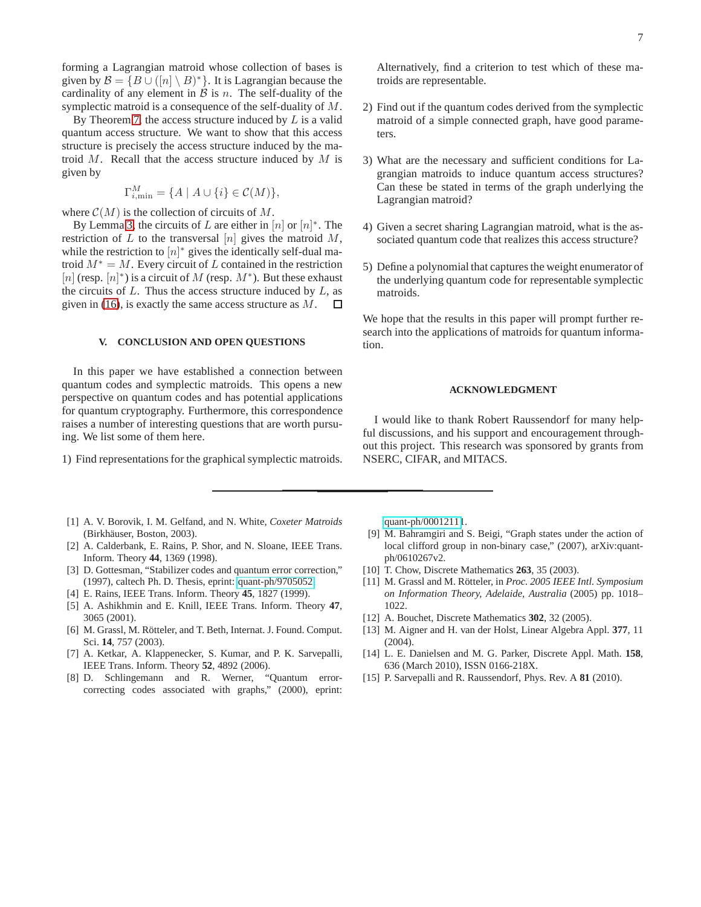forming a Lagrangian matroid whose collection of bases is given by $\mathcal{B} = \{B \cup ([n] \setminus B)^*\}$. It is Lagrangian because the cardinality of any element in $\mathcal{B}$ is $n$. The self-duality of the symplectic matroid is a consequence of the self-duality of $M$.

By Theorem 7, the access structure induced by $L$ is a valid quantum access structure. We want to show that this access structure is precisely the access structure induced by the matroid $M$. Recall that the access structure induced by $M$ is given by

$$\Gamma_{i,\min}^{M} = \{A \mid A \cup \{i\} \in \mathcal{C}(M)\},$$

where $\mathcal{C}(M)$ is the collection of circuits of $M$.

By Lemma 3, the circuits of $L$ are either in $[n]$ or $[n]^*$. The restriction of $L$ to the transversal $[n]$ gives the matroid $M$, while the restriction to $[n]^*$ gives the identically self-dual matroid $M^* = M$. Every circuit of $L$ contained in the restriction $[n]$ (resp. $[n]^*$) is a circuit of $M$ (resp. $M^*$). But these exhaust the circuits of $L$. Thus the access structure induced by $L$, as given in (16), is exactly the same access structure as $M$. $\square$

## V. Conclusion and Open Questions

In this paper we have established a connection between quantum codes and symplectic matroids. This opens a new perspective on quantum codes and has potential applications for quantum cryptography. Furthermore, this correspondence raises a number of interesting questions that are worth pursuing. We list some of them here.

1) Find representations for the graphical symplectic matroids. Alternatively, find a criterion to test which of these matroids are representable.

2) Find out if the quantum codes derived from the symplectic matroid of a simple connected graph, have good parameters.

3) What are the necessary and sufficient conditions for Lagrangian matroids to induce quantum access structures? Can these be stated in terms of the graph underlying the Lagrangian matroid?

4) Given a secret sharing Lagrangian matroid, what is the associated quantum code that realizes this access structure?

5) Define a polynomial that captures the weight enumerator of the underlying quantum code for representable symplectic matroids.

We hope that the results in this paper will prompt further research into the applications of matroids for quantum information.

## Acknowledgment

I would like to thank Robert Raussendorf for many helpful discussions, and his support and encouragement throughout this project. This research was sponsored by grants from NSERC, CIFAR, and MITACS.

---

[1] A. V. Borovik, I. M. Gelfand, and N. White, *Coxeter Matroids* (Birkhäuser, Boston, 2003).

[2] A. Calderbank, E. Rains, P. Shor, and N. Sloane, IEEE Trans. Inform. Theory **44**, 1369 (1998).

[3] D. Gottesman, "Stabilizer codes and quantum error correction," (1997), caltech Ph. D. Thesis, eprint: quant-ph/9705052.

[4] E. Rains, IEEE Trans. Inform. Theory **45**, 1827 (1999).

[5] A. Ashikhmin and E. Knill, IEEE Trans. Inform. Theory **47**, 3065 (2001).

[6] M. Grassl, M. Rötteler, and T. Beth, Internat. J. Found. Comput. Sci. **14**, 757 (2003).

[7] A. Ketkar, A. Klappenecker, S. Kumar, and P. K. Sarvepalli, IEEE Trans. Inform. Theory **52**, 4892 (2006).

[8] D. Schlingemann and R. Werner, "Quantum error-correcting codes associated with graphs," (2000), eprint: quant-ph/0001211.

[9] M. Bahramgiri and S. Beigi, "Graph states under the action of local clifford group in non-binary case," (2007), arXiv:quant-ph/0610267v2.

[10] T. Chow, Discrete Mathematics **263**, 35 (2003).

[11] M. Grassl and M. Rötteler, in *Proc. 2005 IEEE Intl. Symposium on Information Theory, Adelaide, Australia* (2005) pp. 1018–1022.

[12] A. Bouchet, Discrete Mathematics **302**, 32 (2005).

[13] M. Aigner and H. van der Holst, Linear Algebra Appl. **377**, 11 (2004).

[14] L. E. Danielsen and M. G. Parker, Discrete Appl. Math. **158**, 636 (March 2010), ISSN 0166-218X.

[15] P. Sarvepalli and R. Raussendorf, Phys. Rev. A **81** (2010).